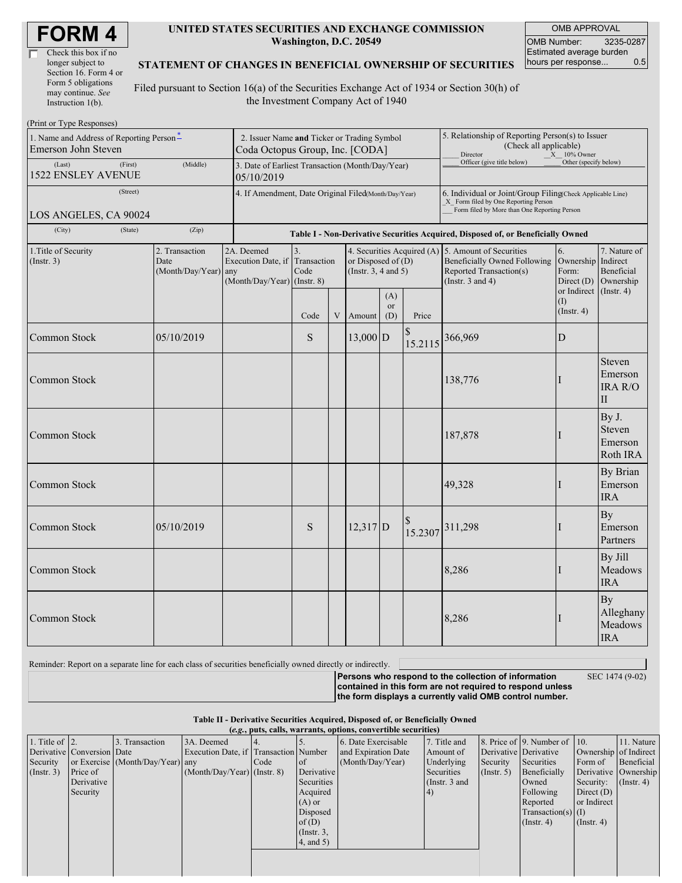# FORM 4

☐ Check this box if no longer subject to Section 16. Form 4 or Form 5 obligations may continue. *See* Instruction 1(b).

**UNITED STATES SECURITIES AND EXCHANGE COMMISSION**
**Washington, D.C. 20549**

**STATEMENT OF CHANGES IN BENEFICIAL OWNERSHIP OF SECURITIES**

Filed pursuant to Section 16(a) of the Securities Exchange Act of 1934 or Section 30(h) of the Investment Company Act of 1940

| OMB APPROVAL | |
|---|---|
| OMB Number: | 3235-0287 |
| Estimated average burden hours per response... | 0.5 |

(Print or Type Responses)

1. Name and Address of Reporting Person*
Emerson John Steven
(Last) (First) (Middle)
1522 ENSLEY AVENUE
(Street)
LOS ANGELES, CA 90024
(City) (State) (Zip)

2. Issuer Name **and** Ticker or Trading Symbol
Coda Octopus Group, Inc. [CODA]

3. Date of Earliest Transaction (Month/Day/Year)
05/10/2019

4. If Amendment, Date Original Filed (Month/Day/Year)

5. Relationship of Reporting Person(s) to Issuer (Check all applicable)
___ Director __X__ 10% Owner
___ Officer (give title below) ___ Other (specify below)

6. Individual or Joint/Group Filing (Check Applicable Line)
_X_ Form filed by One Reporting Person
___ Form filed by More than One Reporting Person

**Table I - Non-Derivative Securities Acquired, Disposed of, or Beneficially Owned**

| 1.Title of Security (Instr. 3) | 2. Transaction Date (Month/Day/Year) | 2A. Deemed Execution Date, if any (Month/Day/Year) | 3. Transaction Code (Instr. 8) | | 4. Securities Acquired (A) or Disposed of (D) (Instr. 3, 4 and 5) | | | 5. Amount of Securities Beneficially Owned Following Reported Transaction(s) (Instr. 3 and 4) | 6. Ownership Form: Direct (D) or Indirect (I) (Instr. 4) | 7. Nature of Indirect Beneficial Ownership (Instr. 4) |
|---|---|---|---|---|---|---|---|---|---|---|
| | | | Code | V | Amount | (A) or (D) | Price | | | |
| Common Stock | 05/10/2019 | | S | | 13,000 | D | $ 15.2115 | 366,969 | D | |
| Common Stock | | | | | | | | 138,776 | I | Steven Emerson IRA R/O II |
| Common Stock | | | | | | | | 187,878 | I | By J. Steven Emerson Roth IRA |
| Common Stock | | | | | | | | 49,328 | I | By Brian Emerson IRA |
| Common Stock | 05/10/2019 | | S | | 12,317 | D | $ 15.2307 | 311,298 | I | By Emerson Partners |
| Common Stock | | | | | | | | 8,286 | I | By Jill Meadows IRA |
| Common Stock | | | | | | | | 8,286 | I | By Alleghany Meadows IRA |

Reminder: Report on a separate line for each class of securities beneficially owned directly or indirectly.

**Persons who respond to the collection of information contained in this form are not required to respond unless the form displays a currently valid OMB control number.** SEC 1474 (9-02)

**Table II - Derivative Securities Acquired, Disposed of, or Beneficially Owned**
**(*e.g.*, puts, calls, warrants, options, convertible securities)**

| 1. Title of Derivative Security (Instr. 3) | 2. Conversion or Exercise Price of Derivative Security | 3. Transaction Date (Month/Day/Year) | 3A. Deemed Execution Date, if any (Month/Day/Year) | 4. Transaction Code (Instr. 8) | 5. Number of Derivative Securities Acquired (A) or Disposed of (D) (Instr. 3, 4, and 5) | 6. Date Exercisable and Expiration Date (Month/Day/Year) | 7. Title and Amount of Underlying Securities (Instr. 3 and 4) | 8. Price of Derivative Security (Instr. 5) | 9. Number of Derivative Securities Beneficially Owned Following Reported Transaction(s) (Instr. 4) | 10. Ownership Form of Derivative Security: Direct (D) or Indirect (I) (Instr. 4) | 11. Nature of Indirect Beneficial Ownership (Instr. 4) |
|---|---|---|---|---|---|---|---|---|---|---|---|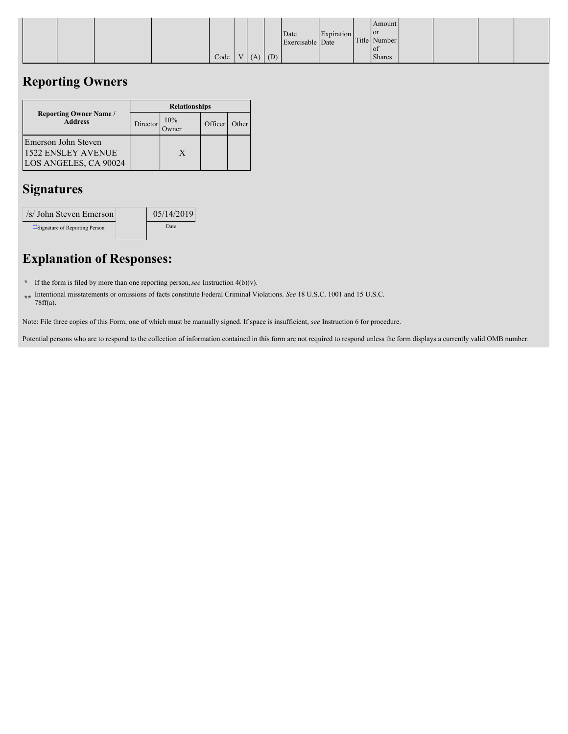| | | | | | | | | | | | | | | | |
|---|---|---|---|---|---|---|---|---|---|---|---|---|---|---|---|
| | | | | Code | V | (A) | (D) | Date Exercisable | Expiration Date | Title | Amount or Number of Shares | | | | |

## Reporting Owners

| Reporting Owner Name / Address | Relationships | | | |
|---|---|---|---|---|
| | Director | 10% Owner | Officer | Other |
| Emerson John Steven<br>1522 ENSLEY AVENUE<br>LOS ANGELES, CA 90024 | | X | | |

## Signatures

| /s/ John Steven Emerson | | 05/14/2019 |
|---|---|---|
| **Signature of Reporting Person | | Date |

## Explanation of Responses:

\* If the form is filed by more than one reporting person, *see* Instruction 4(b)(v).

\*\* Intentional misstatements or omissions of facts constitute Federal Criminal Violations. *See* 18 U.S.C. 1001 and 15 U.S.C. 78ff(a).

Note: File three copies of this Form, one of which must be manually signed. If space is insufficient, *see* Instruction 6 for procedure.

Potential persons who are to respond to the collection of information contained in this form are not required to respond unless the form displays a currently valid OMB number.